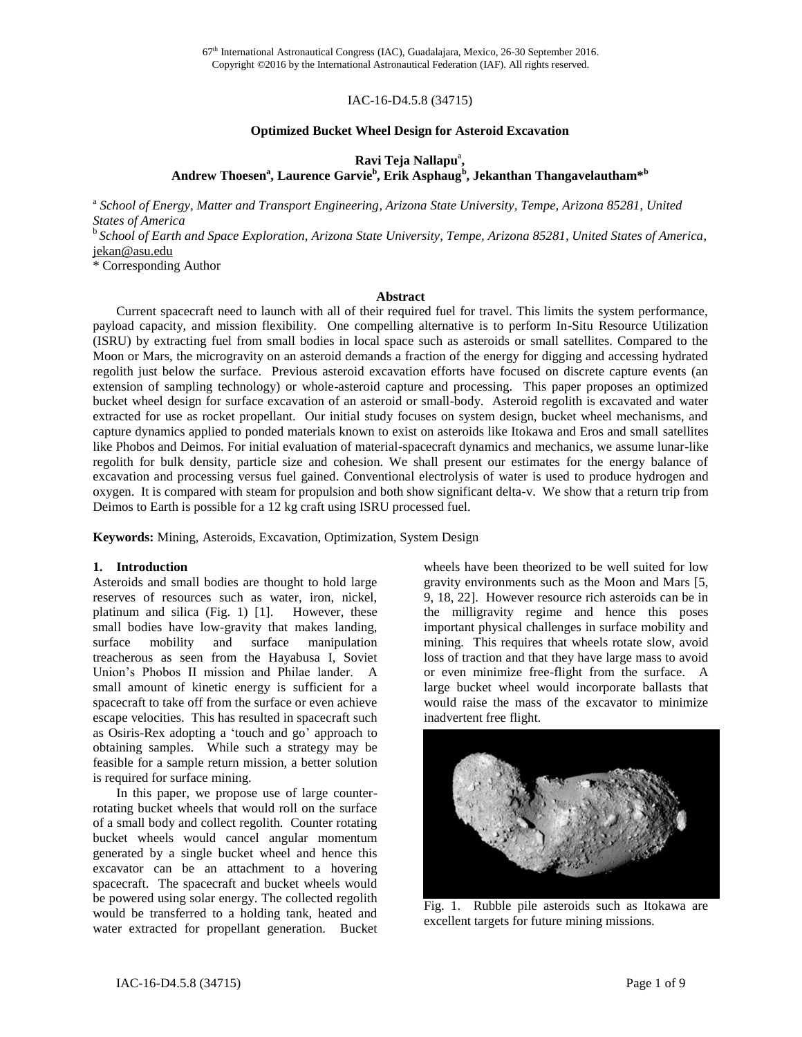67th International Astronautical Congress (IAC), Guadalajara, Mexico, 26-30 September 2016.
Copyright ©2016 by the International Astronautical Federation (IAF). All rights reserved.

IAC-16-D4.5.8 (34715)

# Optimized Bucket Wheel Design for Asteroid Excavation

**Ravi Teja Nallapu[a], Andrew Thoesen[a], Laurence Garvie[b], Erik Asphaug[b], Jekanthan Thangavelautham*[b]**

[a] *School of Energy, Matter and Transport Engineering, Arizona State University, Tempe, Arizona 85281, United States of America*

[b] *School of Earth and Space Exploration, Arizona State University, Tempe, Arizona 85281, United States of America*, jekan@asu.edu

\* Corresponding Author

## Abstract

Current spacecraft need to launch with all of their required fuel for travel. This limits the system performance, payload capacity, and mission flexibility. One compelling alternative is to perform In-Situ Resource Utilization (ISRU) by extracting fuel from small bodies in local space such as asteroids or small satellites. Compared to the Moon or Mars, the microgravity on an asteroid demands a fraction of the energy for digging and accessing hydrated regolith just below the surface. Previous asteroid excavation efforts have focused on discrete capture events (an extension of sampling technology) or whole-asteroid capture and processing. This paper proposes an optimized bucket wheel design for surface excavation of an asteroid or small-body. Asteroid regolith is excavated and water extracted for use as rocket propellant. Our initial study focuses on system design, bucket wheel mechanisms, and capture dynamics applied to ponded materials known to exist on asteroids like Itokawa and Eros and small satellites like Phobos and Deimos. For initial evaluation of material-spacecraft dynamics and mechanics, we assume lunar-like regolith for bulk density, particle size and cohesion. We shall present our estimates for the energy balance of excavation and processing versus fuel gained. Conventional electrolysis of water is used to produce hydrogen and oxygen. It is compared with steam for propulsion and both show significant delta-v. We show that a return trip from Deimos to Earth is possible for a 12 kg craft using ISRU processed fuel.

**Keywords:** Mining, Asteroids, Excavation, Optimization, System Design

## 1. Introduction

Asteroids and small bodies are thought to hold large reserves of resources such as water, iron, nickel, platinum and silica (Fig. 1) [1]. However, these small bodies have low-gravity that makes landing, surface mobility and surface manipulation treacherous as seen from the Hayabusa I, Soviet Union's Phobos II mission and Philae lander. A small amount of kinetic energy is sufficient for a spacecraft to take off from the surface or even achieve escape velocities. This has resulted in spacecraft such as Osiris-Rex adopting a 'touch and go' approach to obtaining samples. While such a strategy may be feasible for a sample return mission, a better solution is required for surface mining.

In this paper, we propose use of large counter-rotating bucket wheels that would roll on the surface of a small body and collect regolith. Counter rotating bucket wheels would cancel angular momentum generated by a single bucket wheel and hence this excavator can be an attachment to a hovering spacecraft. The spacecraft and bucket wheels would be powered using solar energy. The collected regolith would be transferred to a holding tank, heated and water extracted for propellant generation. Bucket wheels have been theorized to be well suited for low gravity environments such as the Moon and Mars [5, 9, 18, 22]. However resource rich asteroids can be in the milligravity regime and hence this poses important physical challenges in surface mobility and mining. This requires that wheels rotate slow, avoid loss of traction and that they have large mass to avoid or even minimize free-flight from the surface. A large bucket wheel would incorporate ballasts that would raise the mass of the excavator to minimize inadvertent free flight.

Fig. 1. Rubble pile asteroids such as Itokawa are excellent targets for future mining missions.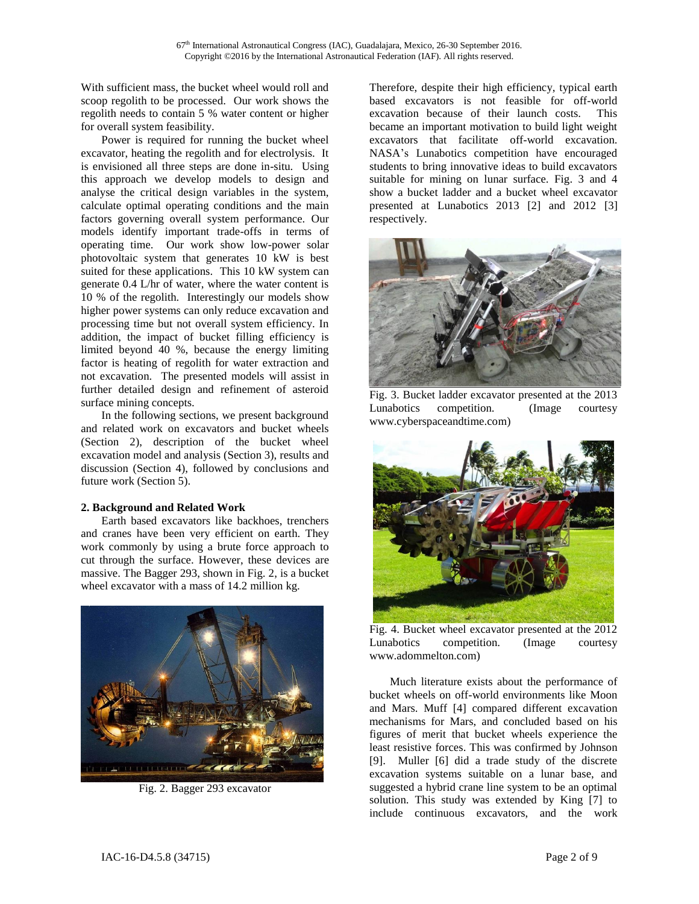With sufficient mass, the bucket wheel would roll and scoop regolith to be processed. Our work shows the regolith needs to contain 5 % water content or higher for overall system feasibility.

Power is required for running the bucket wheel excavator, heating the regolith and for electrolysis. It is envisioned all three steps are done in-situ. Using this approach we develop models to design and analyse the critical design variables in the system, calculate optimal operating conditions and the main factors governing overall system performance. Our models identify important trade-offs in terms of operating time. Our work show low-power solar photovoltaic system that generates 10 kW is best suited for these applications. This 10 kW system can generate 0.4 L/hr of water, where the water content is 10 % of the regolith. Interestingly our models show higher power systems can only reduce excavation and processing time but not overall system efficiency. In addition, the impact of bucket filling efficiency is limited beyond 40 %, because the energy limiting factor is heating of regolith for water extraction and not excavation. The presented models will assist in further detailed design and refinement of asteroid surface mining concepts.

In the following sections, we present background and related work on excavators and bucket wheels (Section 2), description of the bucket wheel excavation model and analysis (Section 3), results and discussion (Section 4), followed by conclusions and future work (Section 5).

## 2. Background and Related Work

Earth based excavators like backhoes, trenchers and cranes have been very efficient on earth. They work commonly by using a brute force approach to cut through the surface. However, these devices are massive. The Bagger 293, shown in Fig. 2, is a bucket wheel excavator with a mass of 14.2 million kg.

Fig. 2. Bagger 293 excavator

Therefore, despite their high efficiency, typical earth based excavators is not feasible for off-world excavation because of their launch costs. This became an important motivation to build light weight excavators that facilitate off-world excavation. NASA's Lunabotics competition have encouraged students to bring innovative ideas to build excavators suitable for mining on lunar surface. Fig. 3 and 4 show a bucket ladder and a bucket wheel excavator presented at Lunabotics 2013 [2] and 2012 [3] respectively.

Fig. 3. Bucket ladder excavator presented at the 2013 Lunabotics competition. (Image courtesy www.cyberspaceandtime.com)

Fig. 4. Bucket wheel excavator presented at the 2012 Lunabotics competition. (Image courtesy www.adommelton.com)

Much literature exists about the performance of bucket wheels on off-world environments like Moon and Mars. Muff [4] compared different excavation mechanisms for Mars, and concluded based on his figures of merit that bucket wheels experience the least resistive forces. This was confirmed by Johnson [9]. Muller [6] did a trade study of the discrete excavation systems suitable on a lunar base, and suggested a hybrid crane line system to be an optimal solution. This study was extended by King [7] to include continuous excavators, and the work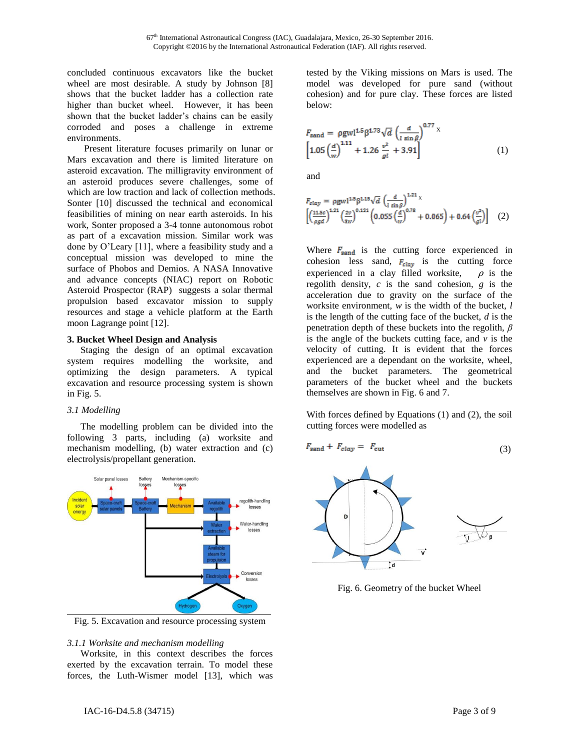concluded continuous excavators like the bucket wheel are most desirable. A study by Johnson [8] shows that the bucket ladder has a collection rate higher than bucket wheel. However, it has been shown that the bucket ladder's chains can be easily corroded and poses a challenge in extreme environments.

Present literature focuses primarily on lunar or Mars excavation and there is limited literature on asteroid excavation. The milligravity environment of an asteroid produces severe challenges, some of which are low traction and lack of collection methods. Sonter [10] discussed the technical and economical feasibilities of mining on near earth asteroids. In his work, Sonter proposed a 3-4 tonne autonomous robot as part of a excavation mission. Similar work was done by O'Leary [11], where a feasibility study and a conceptual mission was developed to mine the surface of Phobos and Demios. A NASA Innovative and advance concepts (NIAC) report on Robotic Asteroid Prospector (RAP) suggests a solar thermal propulsion based excavator mission to supply resources and stage a vehicle platform at the Earth moon Lagrange point [12].

## 3. Bucket Wheel Design and Analysis

Staging the design of an optimal excavation system requires modelling the worksite, and optimizing the design parameters. A typical excavation and resource processing system is shown in Fig. 5.

### *3.1 Modelling*

The modelling problem can be divided into the following 3 parts, including (a) worksite and mechanism modelling, (b) water extraction and (c) electrolysis/propellant generation.

Fig. 5. Excavation and resource processing system

#### *3.1.1 Worksite and mechanism modelling*

Worksite, in this context describes the forces exerted by the excavation terrain. To model these forces, the Luth-Wismer model [13], which was tested by the Viking missions on Mars is used. The model was developed for pure sand (without cohesion) and for pure clay. These forces are listed below:

$$F_{sand} = \rho g w l^{1.5} \beta^{1.73} \sqrt{d} \left(\frac{d}{l \sin \beta}\right)^{0.77} \times \left[1.05 \left(\frac{d}{w}\right)^{1.11} + 1.26 \frac{v^2}{gl} + 3.91\right] \quad (1)$$

and

$$F_{clay} = \rho g w l^{1.5} \beta^{1.15} \sqrt{d} \left(\frac{d}{l \sin \beta}\right)^{1.21} \times \left[\left(\frac{11.5c}{\rho g d}\right)^{1.21} \left(\frac{2v}{3w}\right)^{0.121} \left(0.055 \left(\frac{d}{w}\right)^{0.78} + 0.065\right) + 0.64 \left(\frac{v^2}{gl}\right)\right] \quad (2)$$

Where $F_{sand}$ is the cutting force experienced in cohesion less sand, $F_{clay}$ is the cutting force experienced in a clay filled worksite, $\rho$ is the regolith density, $c$ is the sand cohesion, $g$ is the acceleration due to gravity on the surface of the worksite environment, $w$ is the width of the bucket, $l$ is the length of the cutting face of the bucket, $d$ is the penetration depth of these buckets into the regolith, $\beta$ is the angle of the buckets cutting face, and $v$ is the velocity of cutting. It is evident that the forces experienced are a dependant on the worksite, wheel, and the bucket parameters. The geometrical parameters of the bucket wheel and the buckets themselves are shown in Fig. 6 and 7.

With forces defined by Equations (1) and (2), the soil cutting forces were modelled as

$$F_{sand} + F_{clay} = F_{cut} \quad (3)$$

Fig. 6. Geometry of the bucket Wheel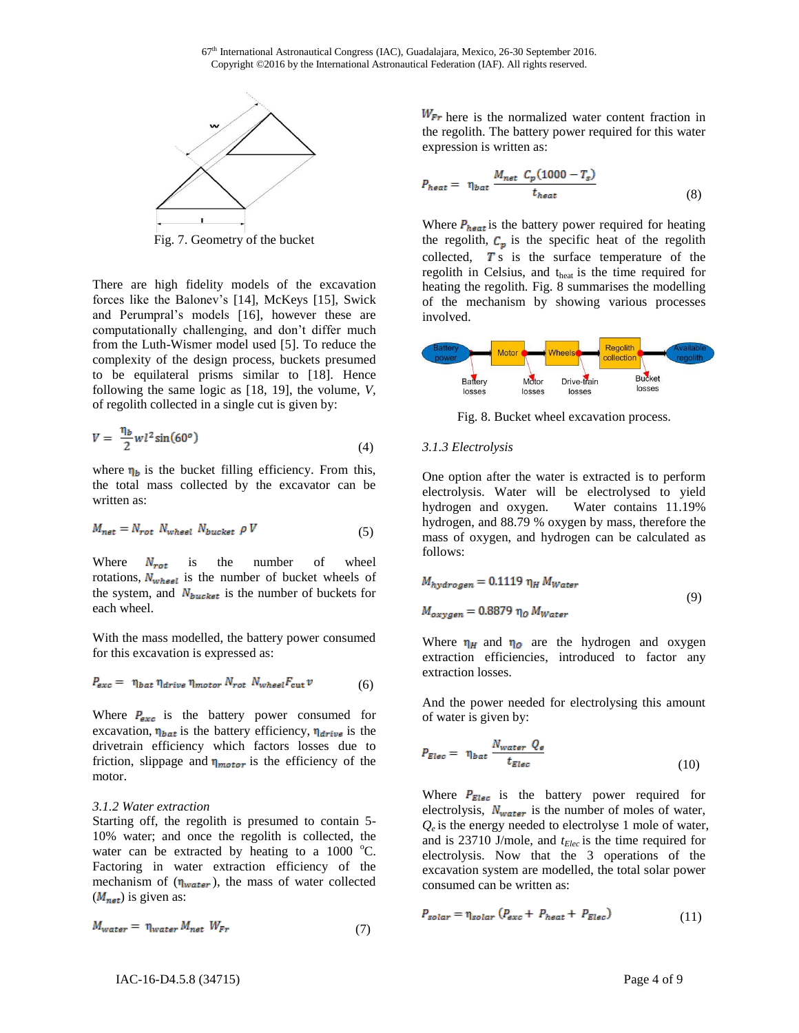Fig. 7. Geometry of the bucket

There are high fidelity models of the excavation forces like the Balonev's [14], McKeys [15], Swick and Perumpral's models [16], however these are computationally challenging, and don't differ much from the Luth-Wismer model used [5]. To reduce the complexity of the design process, buckets presumed to be equilateral prisms similar to [18]. Hence following the same logic as [18, 19], the volume, $V$, of regolith collected in a single cut is given by:

$$V = \frac{\eta_b}{2} w l^2 \sin(60^o) \tag{4}$$

where $\eta_b$ is the bucket filling efficiency. From this, the total mass collected by the excavator can be written as:

$$M_{net} = N_{rot}\ N_{wheel}\ N_{bucket}\ \rho\, V \tag{5}$$

Where $N_{rot}$ is the number of wheel rotations, $N_{wheel}$ is the number of bucket wheels of the system, and $N_{bucket}$ is the number of buckets for each wheel.

With the mass modelled, the battery power consumed for this excavation is expressed as:

$$P_{exc} = \eta_{bat}\, \eta_{drive}\, \eta_{motor}\, N_{rot}\ N_{wheel} F_{cut}\, v \tag{6}$$

Where $P_{exc}$ is the battery power consumed for excavation, $\eta_{bat}$ is the battery efficiency, $\eta_{drive}$ is the drivetrain efficiency which factors losses due to friction, slippage and $\eta_{motor}$ is the efficiency of the motor.

*3.1.2 Water extraction*

Starting off, the regolith is presumed to contain 5-10% water; and once the regolith is collected, the water can be extracted by heating to a 1000 °C. Factoring in water extraction efficiency of the mechanism of ($\eta_{water}$), the mass of water collected ($M_{net}$) is given as:

$$M_{water} = \eta_{water} M_{net}\ W_{Fr} \tag{7}$$

$W_{Fr}$ here is the normalized water content fraction in the regolith. The battery power required for this water expression is written as:

$$P_{heat} = \eta_{bat} \frac{M_{net}\ C_p(1000 - T_s)}{t_{heat}} \tag{8}$$

Where $P_{heat}$ is the battery power required for heating the regolith, $C_p$ is the specific heat of the regolith collected, $T$s is the surface temperature of the regolith in Celsius, and $t_{heat}$ is the time required for heating the regolith. Fig. 8 summarises the modelling of the mechanism by showing various processes involved.

Fig. 8. Bucket wheel excavation process.

*3.1.3 Electrolysis*

One option after the water is extracted is to perform electrolysis. Water will be electrolysed to yield hydrogen and oxygen. Water contains 11.19% hydrogen, and 88.79 % oxygen by mass, therefore the mass of oxygen, and hydrogen can be calculated as follows:

$$M_{hydrogen} = 0.1119\ \eta_H\ M_{Water}$$
$$M_{oxygen} = 0.8879\ \eta_O\ M_{Water} \tag{9}$$

Where $\eta_H$ and $\eta_O$ are the hydrogen and oxygen extraction efficiencies, introduced to factor any extraction losses.

And the power needed for electrolysing this amount of water is given by:

$$P_{Elec} = \eta_{bat} \frac{N_{water}\ Q_e}{t_{Elec}} \tag{10}$$

Where $P_{Elec}$ is the battery power required for electrolysis, $N_{water}$ is the number of moles of water, $Q_e$ is the energy needed to electrolyse 1 mole of water, and is 23710 J/mole, and $t_{Elec}$ is the time required for electrolysis. Now that the 3 operations of the excavation system are modelled, the total solar power consumed can be written as:

$$P_{solar} = \eta_{solar}\,(P_{exc} + P_{heat} + P_{Elec}) \tag{11}$$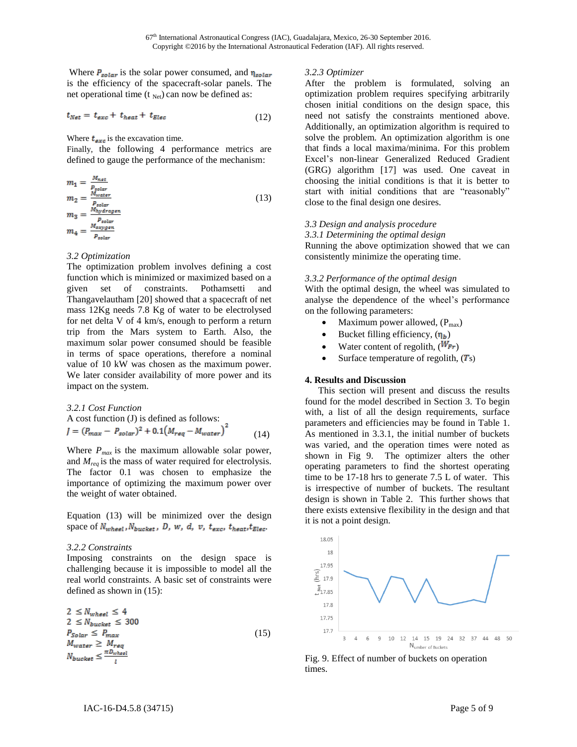Where $P_{solar}$ is the solar power consumed, and $\eta_{solar}$ is the efficiency of the spacecraft-solar panels. The net operational time ($t_{Net}$) can now be defined as:

$$t_{Net} = t_{exc} + t_{heat} + t_{Elec} \tag{12}$$

Where $t_{exc}$ is the excavation time.

Finally, the following 4 performance metrics are defined to gauge the performance of the mechanism:

$$\begin{aligned} m_1 &= \frac{M_{net}}{P_{solar}} \\ m_2 &= \frac{M_{water}}{P_{solar}} \\ m_3 &= \frac{M_{hydrogen}}{P_{solar}} \\ m_4 &= \frac{M_{oxygen}}{P_{solar}} \end{aligned} \tag{13}$$

### *3.2 Optimization*

The optimization problem involves defining a cost function which is minimized or maximized based on a given set of constraints. Pothamsetti and Thangavelautham [20] showed that a spacecraft of net mass 12Kg needs 7.8 Kg of water to be electrolysed for net delta V of 4 km/s, enough to perform a return trip from the Mars system to Earth. Also, the maximum solar power consumed should be feasible in terms of space operations, therefore a nominal value of 10 kW was chosen as the maximum power. We later consider availability of more power and its impact on the system.

#### *3.2.1 Cost Function*

A cost function (J) is defined as follows:

$$J = (P_{max} - P_{solar})^2 + 0.1(M_{req} - M_{water})^2 \tag{14}$$

Where $P_{max}$ is the maximum allowable solar power, and $M_{req}$ is the mass of water required for electrolysis. The factor 0.1 was chosen to emphasize the importance of optimizing the maximum power over the weight of water obtained.

Equation (13) will be minimized over the design space of $N_{wheel}, N_{bucket}, D, w, d, v, t_{exc}, t_{heat}, t_{Elec}$.

#### *3.2.2 Constraints*

Imposing constraints on the design space is challenging because it is impossible to model all the real world constraints. A basic set of constraints were defined as shown in (15):

$$\begin{aligned} 2 \le\ & N_{wheel} \le 4 \\ 2 \le\ & N_{bucket} \le 300 \\ & P_{Solar} \le P_{max} \\ & M_{water} \ge M_{req} \\ & N_{bucket} \le \frac{\pi D_{wheel}}{l} \end{aligned} \tag{15}$$

#### *3.2.3 Optimizer*

After the problem is formulated, solving an optimization problem requires specifying arbitrarily chosen initial conditions on the design space, this need not satisfy the constraints mentioned above. Additionally, an optimization algorithm is required to solve the problem. An optimization algorithm is one that finds a local maxima/minima. For this problem Excel's non-linear Generalized Reduced Gradient (GRG) algorithm [17] was used. One caveat in choosing the initial conditions is that it is better to start with initial conditions that are "reasonably" close to the final design one desires.

### *3.3 Design and analysis procedure*

#### *3.3.1 Determining the optimal design*

Running the above optimization showed that we can consistently minimize the operating time.

#### *3.3.2 Performance of the optimal design*

With the optimal design, the wheel was simulated to analyse the dependence of the wheel's performance on the following parameters:

- Maximum power allowed, ($P_{max}$)
- Bucket filling efficiency, ($\eta_b$)
- Water content of regolith, ($W_{Fr}$)
- Surface temperature of regolith, ($T$s)

## 4. Results and Discussion

This section will present and discuss the results found for the model described in Section 3. To begin with, a list of all the design requirements, surface parameters and efficiencies may be found in Table 1. As mentioned in 3.3.1, the initial number of buckets was varied, and the operation times were noted as shown in Fig 9. The optimizer alters the other operating parameters to find the shortest operating time to be 17-18 hrs to generate 7.5 L of water. This is irrespective of number of buckets. The resultant design is shown in Table 2. This further shows that there exists extensive flexibility in the design and that it is not a point design.

Fig. 9. Effect of number of buckets on operation times.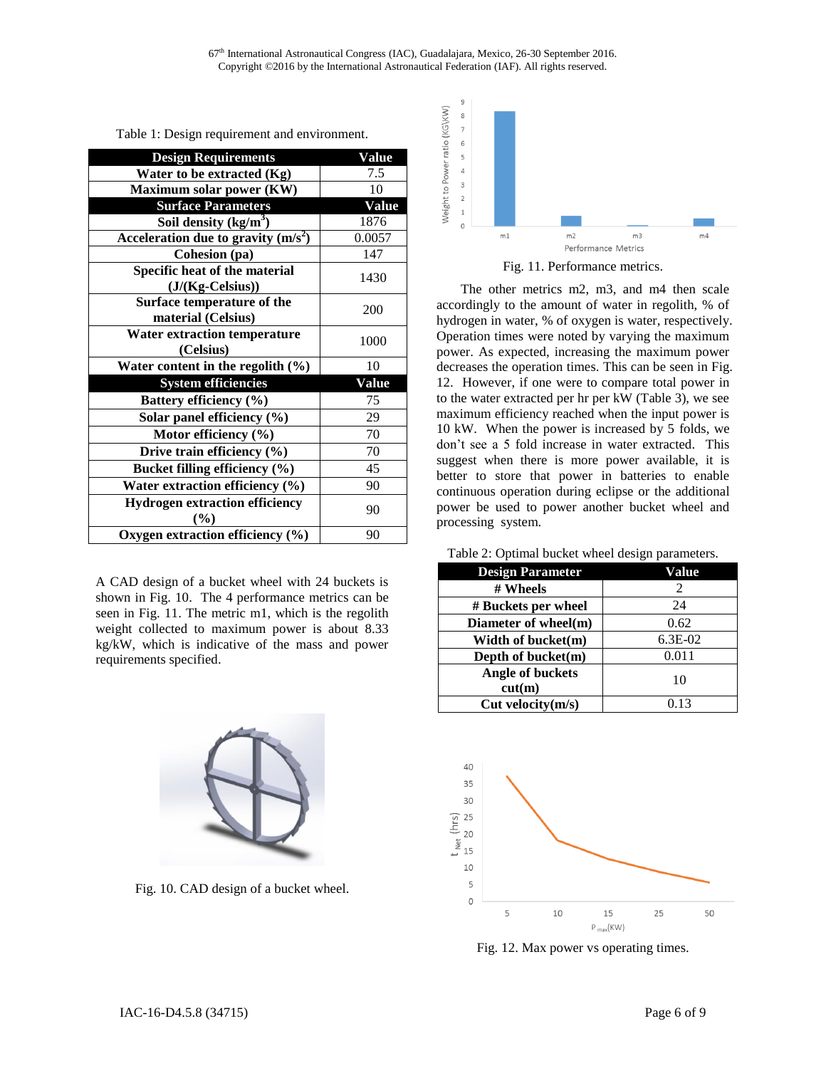Table 1: Design requirement and environment.

| Design Requirements | Value |
|---|---|
| Water to be extracted (Kg) | 7.5 |
| Maximum solar power (KW) | 10 |
| **Surface Parameters** | **Value** |
| Soil density (kg/m$^3$) | 1876 |
| Acceleration due to gravity (m/s$^2$) | 0.0057 |
| Cohesion (pa) | 147 |
| Specific heat of the material (J/(Kg-Celsius)) | 1430 |
| Surface temperature of the material (Celsius) | 200 |
| Water extraction temperature (Celsius) | 1000 |
| Water content in the regolith (%) | 10 |
| **System efficiencies** | **Value** |
| Battery efficiency (%) | 75 |
| Solar panel efficiency (%) | 29 |
| Motor efficiency (%) | 70 |
| Drive train efficiency (%) | 70 |
| Bucket filling efficiency (%) | 45 |
| Water extraction efficiency (%) | 90 |
| Hydrogen extraction efficiency (%) | 90 |
| Oxygen extraction efficiency (%) | 90 |

A CAD design of a bucket wheel with 24 buckets is shown in Fig. 10. The 4 performance metrics can be seen in Fig. 11. The metric m1, which is the regolith weight collected to maximum power is about 8.33 kg/kW, which is indicative of the mass and power requirements specified.

Fig. 10. CAD design of a bucket wheel.

Fig. 11. Performance metrics.

The other metrics m2, m3, and m4 then scale accordingly to the amount of water in regolith, % of hydrogen in water, % of oxygen is water, respectively. Operation times were noted by varying the maximum power. As expected, increasing the maximum power decreases the operation times. This can be seen in Fig. 12. However, if one were to compare total power in to the water extracted per hr per kW (Table 3), we see maximum efficiency reached when the input power is 10 kW. When the power is increased by 5 folds, we don't see a 5 fold increase in water extracted. This suggest when there is more power available, it is better to store that power in batteries to enable continuous operation during eclipse or the additional power be used to power another bucket wheel and processing system.

Table 2: Optimal bucket wheel design parameters.

| Design Parameter | Value |
|---|---|
| # Wheels | 2 |
| # Buckets per wheel | 24 |
| Diameter of wheel(m) | 0.62 |
| Width of bucket(m) | 6.3E-02 |
| Depth of bucket(m) | 0.011 |
| Angle of buckets cut(m) | 10 |
| Cut velocity(m/s) | 0.13 |

Fig. 12. Max power vs operating times.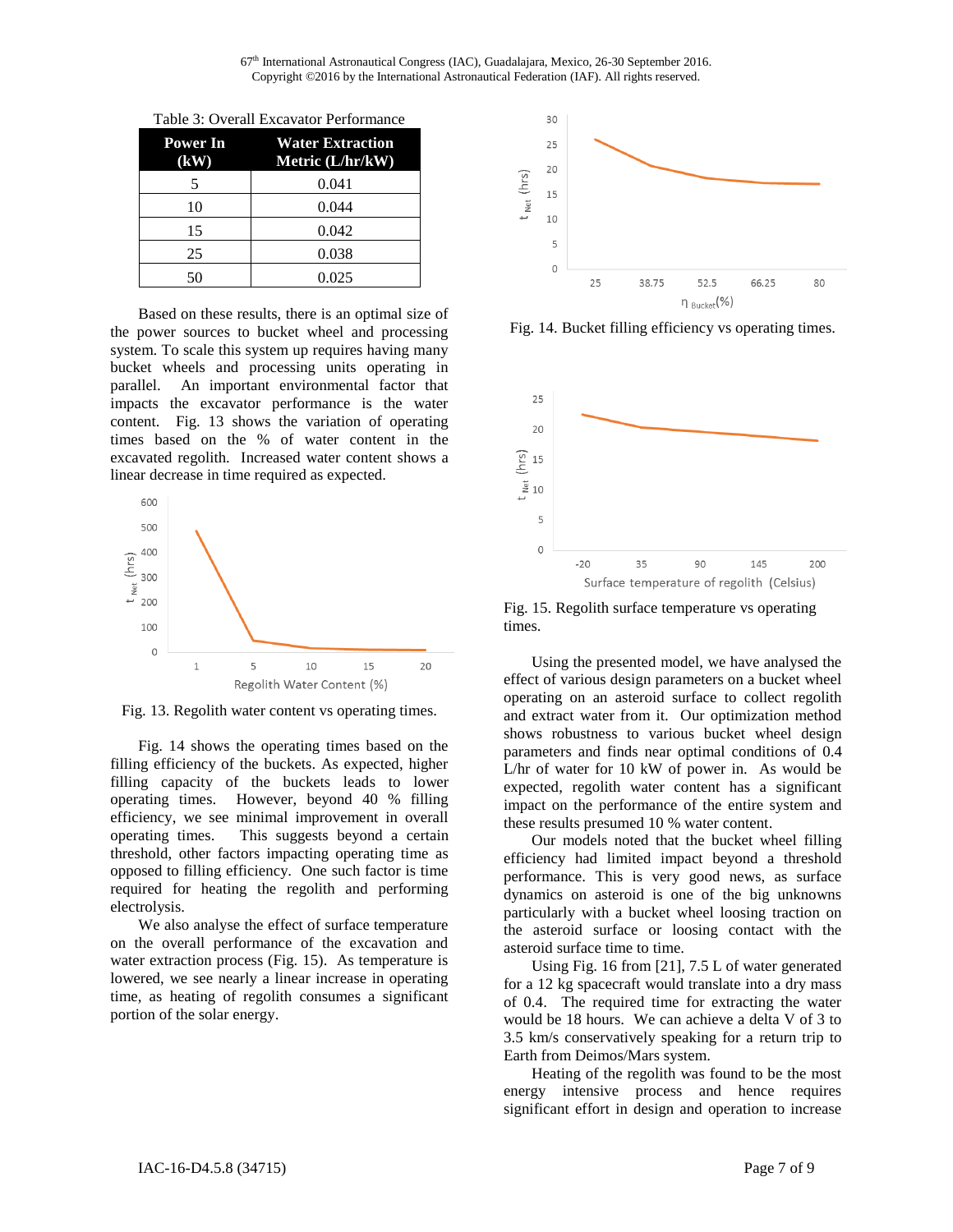Table 3: Overall Excavator Performance

| Power In (kW) | Water Extraction Metric (L/hr/kW) |
|---|---|
| 5 | 0.041 |
| 10 | 0.044 |
| 15 | 0.042 |
| 25 | 0.038 |
| 50 | 0.025 |

Based on these results, there is an optimal size of the power sources to bucket wheel and processing system. To scale this system up requires having many bucket wheels and processing units operating in parallel. An important environmental factor that impacts the excavator performance is the water content. Fig. 13 shows the variation of operating times based on the % of water content in the excavated regolith. Increased water content shows a linear decrease in time required as expected.

Fig. 13. Regolith water content vs operating times.

Fig. 14 shows the operating times based on the filling efficiency of the buckets. As expected, higher filling capacity of the buckets leads to lower operating times. However, beyond 40 % filling efficiency, we see minimal improvement in overall operating times. This suggests beyond a certain threshold, other factors impacting operating time as opposed to filling efficiency. One such factor is time required for heating the regolith and performing electrolysis.

We also analyse the effect of surface temperature on the overall performance of the excavation and water extraction process (Fig. 15). As temperature is lowered, we see nearly a linear increase in operating time, as heating of regolith consumes a significant portion of the solar energy.

Fig. 14. Bucket filling efficiency vs operating times.

Fig. 15. Regolith surface temperature vs operating times.

Using the presented model, we have analysed the effect of various design parameters on a bucket wheel operating on an asteroid surface to collect regolith and extract water from it. Our optimization method shows robustness to various bucket wheel design parameters and finds near optimal conditions of 0.4 L/hr of water for 10 kW of power in. As would be expected, regolith water content has a significant impact on the performance of the entire system and these results presumed 10 % water content.

Our models noted that the bucket wheel filling efficiency had limited impact beyond a threshold performance. This is very good news, as surface dynamics on asteroid is one of the big unknowns particularly with a bucket wheel loosing traction on the asteroid surface or loosing contact with the asteroid surface time to time.

Using Fig. 16 from [21], 7.5 L of water generated for a 12 kg spacecraft would translate into a dry mass of 0.4. The required time for extracting the water would be 18 hours. We can achieve a delta V of 3 to 3.5 km/s conservatively speaking for a return trip to Earth from Deimos/Mars system.

Heating of the regolith was found to be the most energy intensive process and hence requires significant effort in design and operation to increase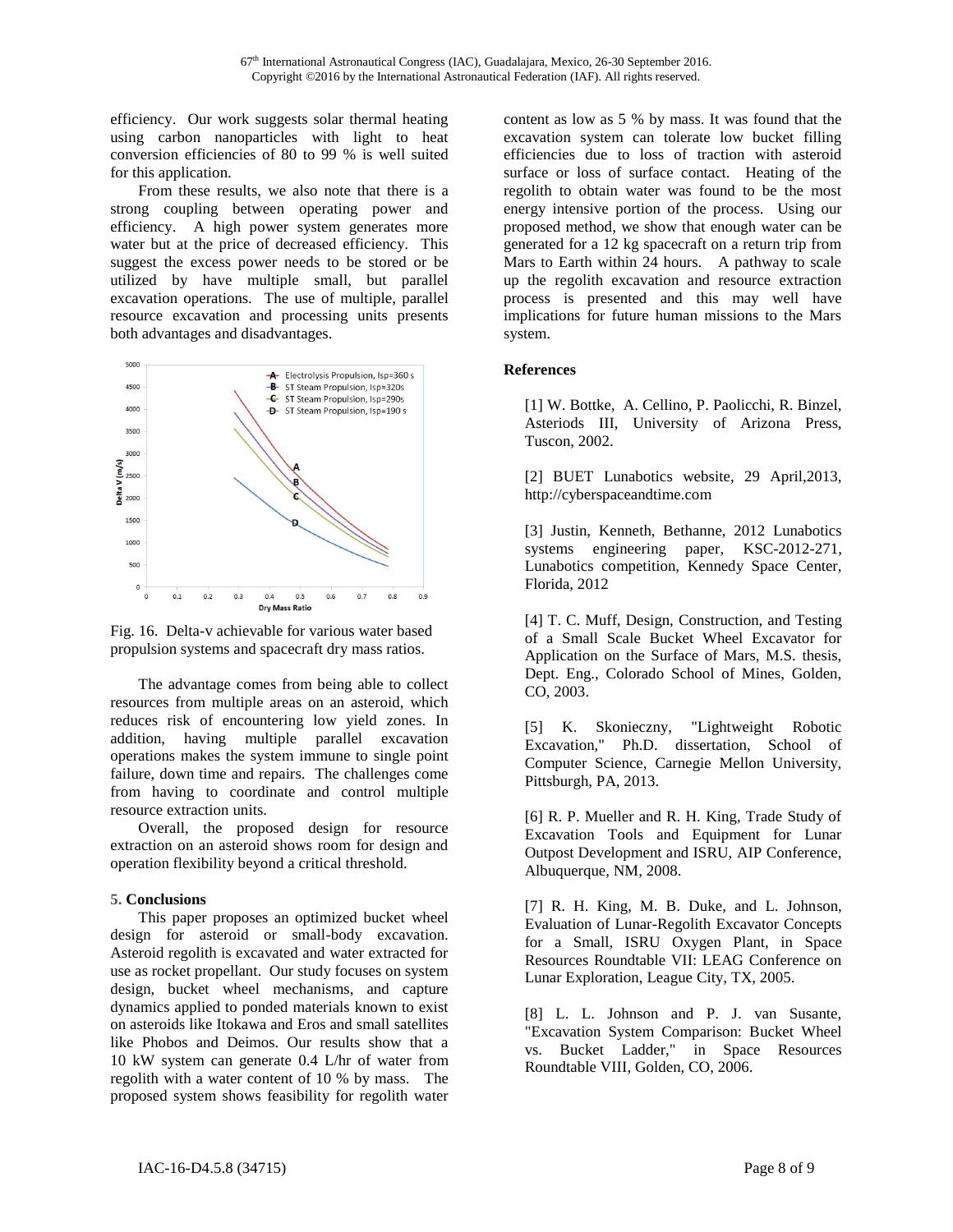efficiency. Our work suggests solar thermal heating using carbon nanoparticles with light to heat conversion efficiencies of 80 to 99 % is well suited for this application.

From these results, we also note that there is a strong coupling between operating power and efficiency. A high power system generates more water but at the price of decreased efficiency. This suggest the excess power needs to be stored or be utilized by have multiple small, but parallel excavation operations. The use of multiple, parallel resource excavation and processing units presents both advantages and disadvantages.

Fig. 16. Delta-v achievable for various water based propulsion systems and spacecraft dry mass ratios.

The advantage comes from being able to collect resources from multiple areas on an asteroid, which reduces risk of encountering low yield zones. In addition, having multiple parallel excavation operations makes the system immune to single point failure, down time and repairs. The challenges come from having to coordinate and control multiple resource extraction units.

Overall, the proposed design for resource extraction on an asteroid shows room for design and operation flexibility beyond a critical threshold.

## 5. Conclusions

This paper proposes an optimized bucket wheel design for asteroid or small-body excavation. Asteroid regolith is excavated and water extracted for use as rocket propellant. Our study focuses on system design, bucket wheel mechanisms, and capture dynamics applied to ponded materials known to exist on asteroids like Itokawa and Eros and small satellites like Phobos and Deimos. Our results show that a 10 kW system can generate 0.4 L/hr of water from regolith with a water content of 10 % by mass. The proposed system shows feasibility for regolith water content as low as 5 % by mass. It was found that the excavation system can tolerate low bucket filling efficiencies due to loss of traction with asteroid surface or loss of surface contact. Heating of the regolith to obtain water was found to be the most energy intensive portion of the process. Using our proposed method, we show that enough water can be generated for a 12 kg spacecraft on a return trip from Mars to Earth within 24 hours. A pathway to scale up the regolith excavation and resource extraction process is presented and this may well have implications for future human missions to the Mars system.

## References

[1] W. Bottke, A. Cellino, P. Paolicchi, R. Binzel, Asteriods III, University of Arizona Press, Tuscon, 2002.

[2] BUET Lunabotics website, 29 April,2013, http://cyberspaceandtime.com

[3] Justin, Kenneth, Bethanne, 2012 Lunabotics systems engineering paper, KSC-2012-271, Lunabotics competition, Kennedy Space Center, Florida, 2012

[4] T. C. Muff, Design, Construction, and Testing of a Small Scale Bucket Wheel Excavator for Application on the Surface of Mars, M.S. thesis, Dept. Eng., Colorado School of Mines, Golden, CO, 2003.

[5] K. Skonieczny, "Lightweight Robotic Excavation," Ph.D. dissertation, School of Computer Science, Carnegie Mellon University, Pittsburgh, PA, 2013.

[6] R. P. Mueller and R. H. King, Trade Study of Excavation Tools and Equipment for Lunar Outpost Development and ISRU, AIP Conference, Albuquerque, NM, 2008.

[7] R. H. King, M. B. Duke, and L. Johnson, Evaluation of Lunar-Regolith Excavator Concepts for a Small, ISRU Oxygen Plant, in Space Resources Roundtable VII: LEAG Conference on Lunar Exploration, League City, TX, 2005.

[8] L. L. Johnson and P. J. van Susante, "Excavation System Comparison: Bucket Wheel vs. Bucket Ladder," in Space Resources Roundtable VIII, Golden, CO, 2006.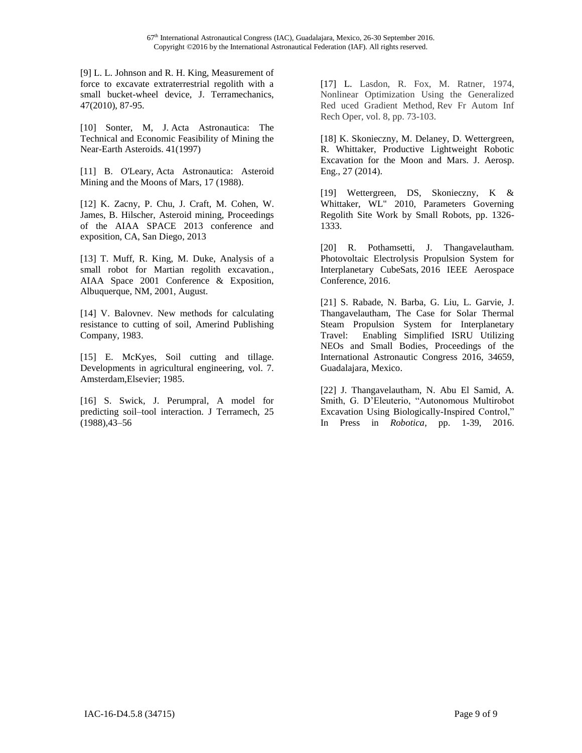[9] L. L. Johnson and R. H. King, Measurement of force to excavate extraterrestrial regolith with a small bucket-wheel device, J. Terramechanics, 47(2010), 87-95.

[10] Sonter, M, J. Acta Astronautica: The Technical and Economic Feasibility of Mining the Near-Earth Asteroids. 41(1997)

[11] B. O'Leary, Acta Astronautica: Asteroid Mining and the Moons of Mars, 17 (1988).

[12] K. Zacny, P. Chu, J. Craft, M. Cohen, W. James, B. Hilscher, Asteroid mining, Proceedings of the AIAA SPACE 2013 conference and exposition, CA, San Diego, 2013

[13] T. Muff, R. King, M. Duke, Analysis of a small robot for Martian regolith excavation., AIAA Space 2001 Conference & Exposition, Albuquerque, NM, 2001, August.

[14] V. Balovnev. New methods for calculating resistance to cutting of soil, Amerind Publishing Company, 1983.

[15] E. McKyes, Soil cutting and tillage. Developments in agricultural engineering, vol. 7. Amsterdam,Elsevier; 1985.

[16] S. Swick, J. Perumpral, A model for predicting soil–tool interaction. J Terramech, 25 (1988),43–56

[17] L. Lasdon, R. Fox, M. Ratner, 1974, Nonlinear Optimization Using the Generalized Red uced Gradient Method, Rev Fr Autom Inf Rech Oper, vol. 8, pp. 73-103.

[18] K. Skonieczny, M. Delaney, D. Wettergreen, R. Whittaker, Productive Lightweight Robotic Excavation for the Moon and Mars. J. Aerosp. Eng., 27 (2014).

[19] Wettergreen, DS, Skonieczny, K & Whittaker, WL" 2010, Parameters Governing Regolith Site Work by Small Robots, pp. 1326-1333.

[20] R. Pothamsetti, J. Thangavelautham. Photovoltaic Electrolysis Propulsion System for Interplanetary CubeSats, 2016 IEEE Aerospace Conference, 2016.

[21] S. Rabade, N. Barba, G. Liu, L. Garvie, J. Thangavelautham, The Case for Solar Thermal Steam Propulsion System for Interplanetary Travel: Enabling Simplified ISRU Utilizing NEOs and Small Bodies, Proceedings of the International Astronautic Congress 2016, 34659, Guadalajara, Mexico.

[22] J. Thangavelautham, N. Abu El Samid, A. Smith, G. D'Eleuterio, "Autonomous Multirobot Excavation Using Biologically-Inspired Control," In Press in *Robotica*, pp. 1-39, 2016.